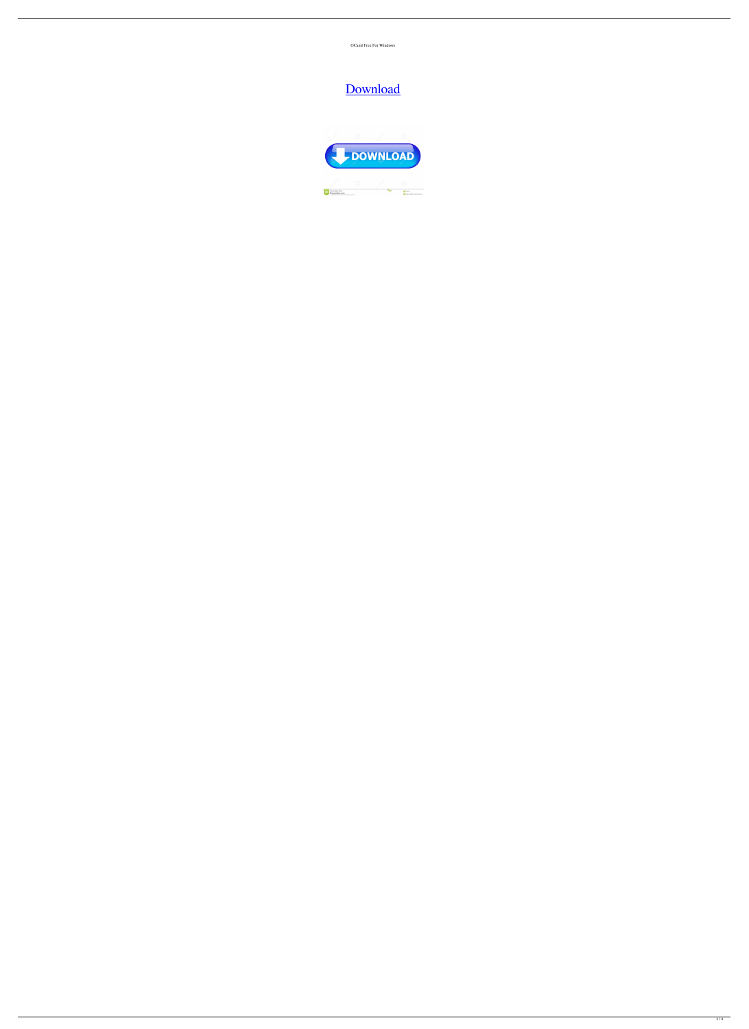OCaml Free For Windows

Download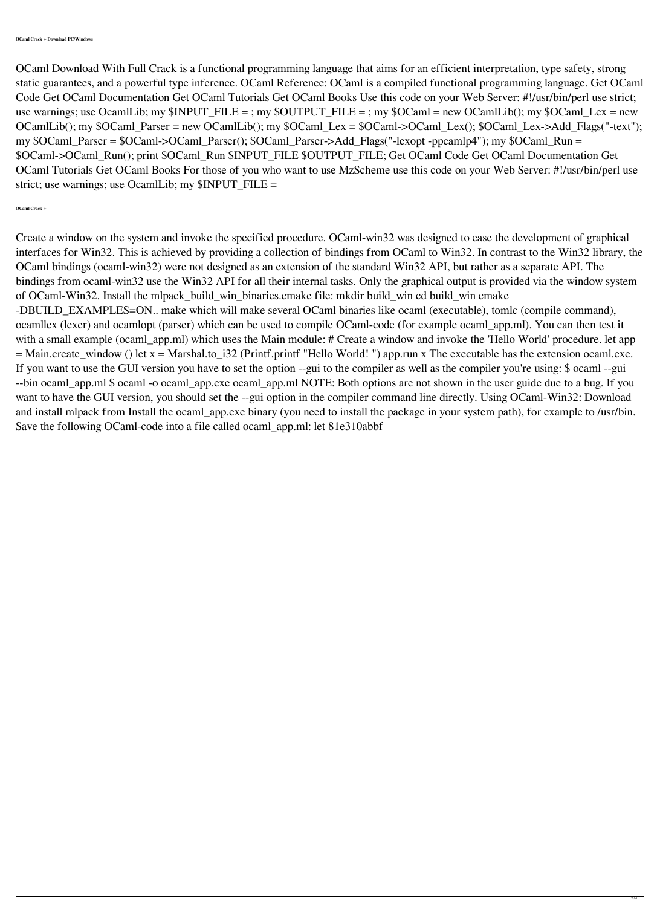**OCaml Crack + Download PC/Windows**

OCaml Download With Full Crack is a functional programming language that aims for an efficient interpretation, type safety, strong static guarantees, and a powerful type inference. OCaml Reference: OCaml is a compiled functional programming language. Get OCaml Code Get OCaml Documentation Get OCaml Tutorials Get OCaml Books Use this code on your Web Server: #!/usr/bin/perl use strict; use warnings; use OcamlLib; my $INPUT_FILE = ; my $OUTPUT_FILE = ; my $OCaml = new OCamlLib(); my $OCaml_Lex = new OCamlLib(); my $OCaml_Parser = new OCamlLib(); my $OCaml_Lex = $OCaml->OCaml_Lex(); $OCaml_Lex->Add_Flags("-text"); my $OCaml_Parser = $OCaml->OCaml_Parser(); $OCaml_Parser->Add_Flags("-lexopt -ppcamlp4"); my $OCaml_Run = $OCaml->OCaml_Run(); print $OCaml_Run $INPUT_FILE $OUTPUT_FILE; Get OCaml Code Get OCaml Documentation Get OCaml Tutorials Get OCaml Books For those of you who want to use MzScheme use this code on your Web Server: #!/usr/bin/perl use strict; use warnings; use OcamlLib; my $INPUT_FILE =

**OCaml Crack +**

Create a window on the system and invoke the specified procedure. OCaml-win32 was designed to ease the development of graphical interfaces for Win32. This is achieved by providing a collection of bindings from OCaml to Win32. In contrast to the Win32 library, the OCaml bindings (ocaml-win32) were not designed as an extension of the standard Win32 API, but rather as a separate API. The bindings from ocaml-win32 use the Win32 API for all their internal tasks. Only the graphical output is provided via the window system of OCaml-Win32. Install the mlpack_build_win_binaries.cmake file: mkdir build_win cd build_win cmake -DBUILD_EXAMPLES=ON.. make which will make several OCaml binaries like ocaml (executable), tomlc (compile command), ocamllex (lexer) and ocamlopt (parser) which can be used to compile OCaml-code (for example ocaml_app.ml). You can then test it with a small example (ocaml_app.ml) which uses the Main module: # Create a window and invoke the 'Hello World' procedure. let app = Main.create_window () let x = Marshal.to_i32 (Printf.printf "Hello World! ") app.run x The executable has the extension ocaml.exe. If you want to use the GUI version you have to set the option --gui to the compiler as well as the compiler you're using: $ ocaml --gui --bin ocaml_app.ml $ ocaml -o ocaml_app.exe ocaml_app.ml NOTE: Both options are not shown in the user guide due to a bug. If you want to have the GUI version, you should set the --gui option in the compiler command line directly. Using OCaml-Win32: Download and install mlpack from Install the ocaml_app.exe binary (you need to install the package in your system path), for example to /usr/bin. Save the following OCaml-code into a file called ocaml_app.ml: let 81e310abbf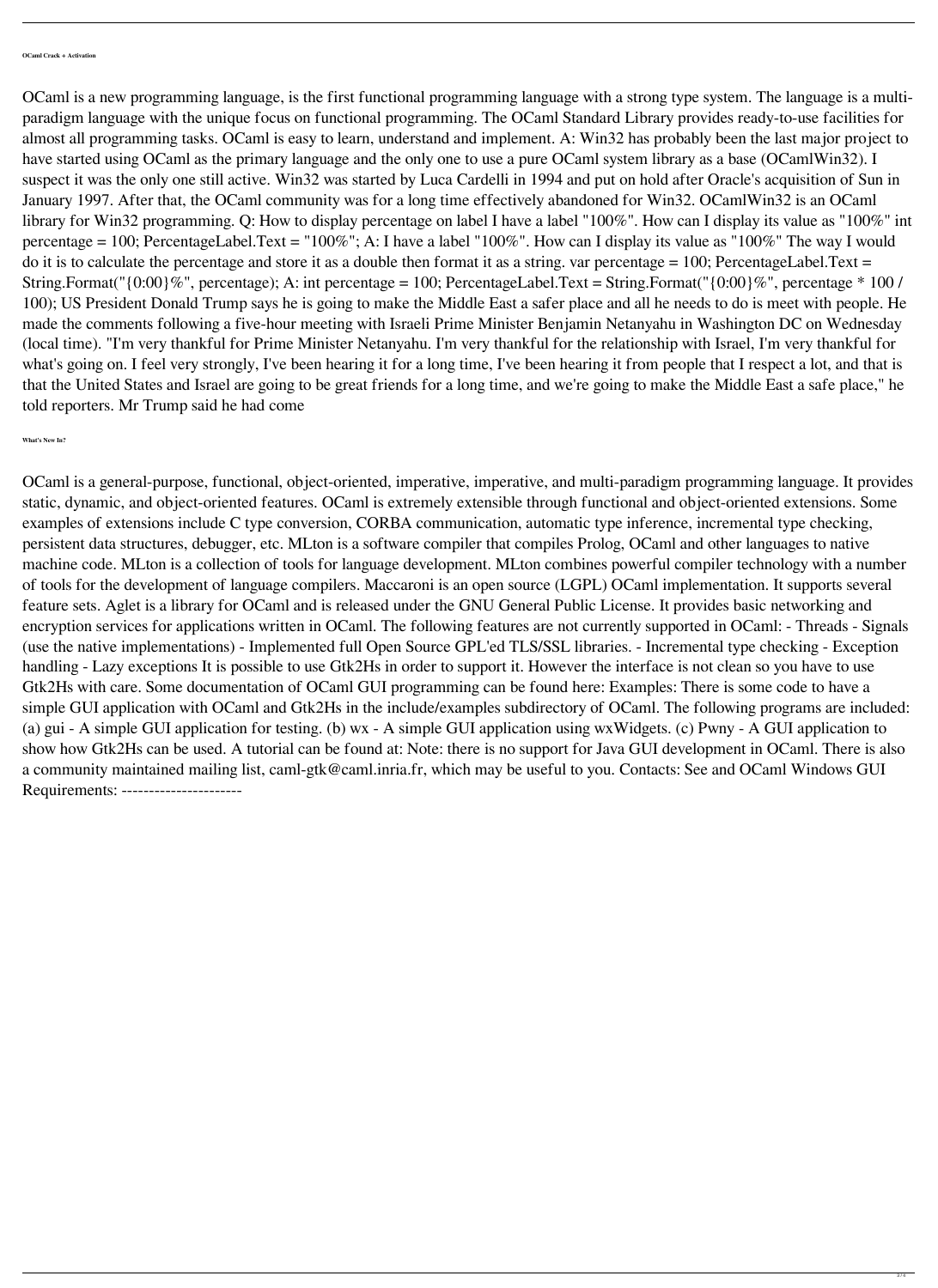**OCaml Crack + Activation**

OCaml is a new programming language, is the first functional programming language with a strong type system. The language is a multi-paradigm language with the unique focus on functional programming. The OCaml Standard Library provides ready-to-use facilities for almost all programming tasks. OCaml is easy to learn, understand and implement. A: Win32 has probably been the last major project to have started using OCaml as the primary language and the only one to use a pure OCaml system library as a base (OCamlWin32). I suspect it was the only one still active. Win32 was started by Luca Cardelli in 1994 and put on hold after Oracle's acquisition of Sun in January 1997. After that, the OCaml community was for a long time effectively abandoned for Win32. OCamlWin32 is an OCaml library for Win32 programming. Q: How to display percentage on label I have a label "100%". How can I display its value as "100%" int percentage = 100; PercentageLabel.Text = "100%"; A: I have a label "100%". How can I display its value as "100%" The way I would do it is to calculate the percentage and store it as a double then format it as a string. var percentage = 100; PercentageLabel.Text = String.Format("{0:00}%", percentage); A: int percentage = 100; PercentageLabel.Text = String.Format("{0:00}%", percentage * 100 / 100); US President Donald Trump says he is going to make the Middle East a safer place and all he needs to do is meet with people. He made the comments following a five-hour meeting with Israeli Prime Minister Benjamin Netanyahu in Washington DC on Wednesday (local time). "I'm very thankful for Prime Minister Netanyahu. I'm very thankful for the relationship with Israel, I'm very thankful for what's going on. I feel very strongly, I've been hearing it for a long time, I've been hearing it from people that I respect a lot, and that is that the United States and Israel are going to be great friends for a long time, and we're going to make the Middle East a safe place," he told reporters. Mr Trump said he had come

**What's New In?**

OCaml is a general-purpose, functional, object-oriented, imperative, imperative, and multi-paradigm programming language. It provides static, dynamic, and object-oriented features. OCaml is extremely extensible through functional and object-oriented extensions. Some examples of extensions include C type conversion, CORBA communication, automatic type inference, incremental type checking, persistent data structures, debugger, etc. MLton is a software compiler that compiles Prolog, OCaml and other languages to native machine code. MLton is a collection of tools for language development. MLton combines powerful compiler technology with a number of tools for the development of language compilers. Maccaroni is an open source (LGPL) OCaml implementation. It supports several feature sets. Aglet is a library for OCaml and is released under the GNU General Public License. It provides basic networking and encryption services for applications written in OCaml. The following features are not currently supported in OCaml: - Threads - Signals (use the native implementations) - Implemented full Open Source GPL'ed TLS/SSL libraries. - Incremental type checking - Exception handling - Lazy exceptions It is possible to use Gtk2Hs in order to support it. However the interface is not clean so you have to use Gtk2Hs with care. Some documentation of OCaml GUI programming can be found here: Examples: There is some code to have a simple GUI application with OCaml and Gtk2Hs in the include/examples subdirectory of OCaml. The following programs are included: (a) gui - A simple GUI application for testing. (b) wx - A simple GUI application using wxWidgets. (c) Pwny - A GUI application to show how Gtk2Hs can be used. A tutorial can be found at: Note: there is no support for Java GUI development in OCaml. There is also a community maintained mailing list, caml-gtk@caml.inria.fr, which may be useful to you. Contacts: See and OCaml Windows GUI Requirements: ----------------------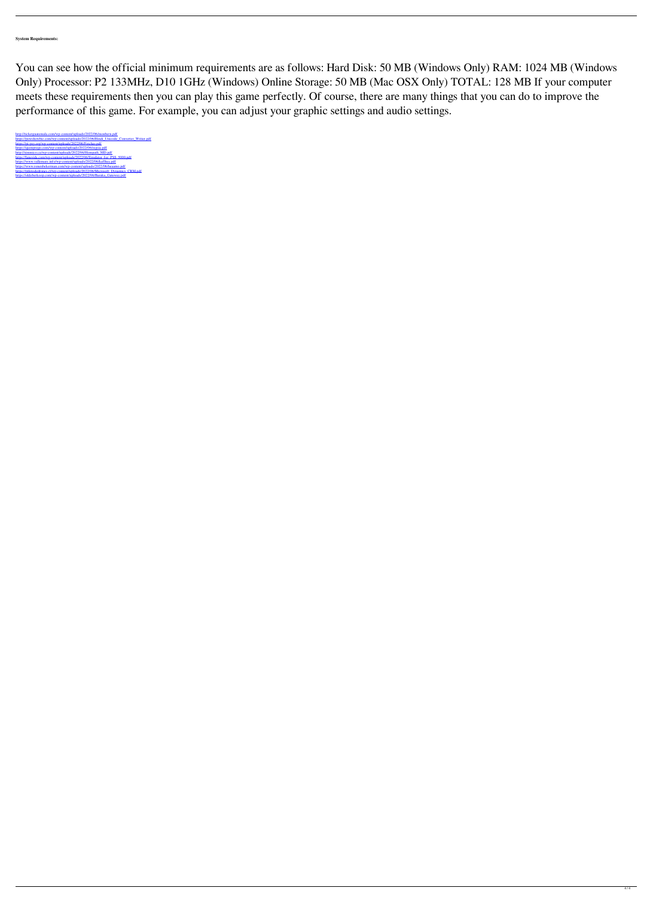**System Requirements:**

You can see how the official minimum requirements are as follows: Hard Disk: 50 MB (Windows Only) RAM: 1024 MB (Windows Only) Processor: P2 133MHz, D10 1GHz (Windows) Online Storage: 50 MB (Mac OSX Only) TOTAL: 128 MB If your computer meets these requirements then you can play this game perfectly. Of course, there are many things that you can do to improve the performance of this game. For example, you can adjust your graphic settings and audio settings.

http://ticketguatemala.com/wp-content/uploads/2022/06/monhern.pdf
https://jovenesvip.com/wp-content/uploads/2022/06/Hindi_Unicode_Converter_Writer.pdf
https://pi-psy.org/wp-content/uploads/2022/06/Feecher.pdf
https://ajkersebok.com/wp-content/uploads/2022/06/vegsia.pdf
http://simonkusa.ca/wp-content/uploads/2022/06/Hompath_MD.pdf
https://lanesida.com/wp-content/uploads/2022/06/Emulator_for_PSS_5000.pdf
https://www.vallemare.info/wp-content/uploads/2022/06/ledfhes.pdf
https://www.rosemeberman.com/wp-content/uploads/2022/06/basamo.pdf
https://mikroabdomes.cl/wp-content/uploads/2022/06/Microsoft_Dynamics_CRM.pdf
https://oldeberksoop.com/wp-content/uploads/2022/06/Baraka_Gateway.pdf